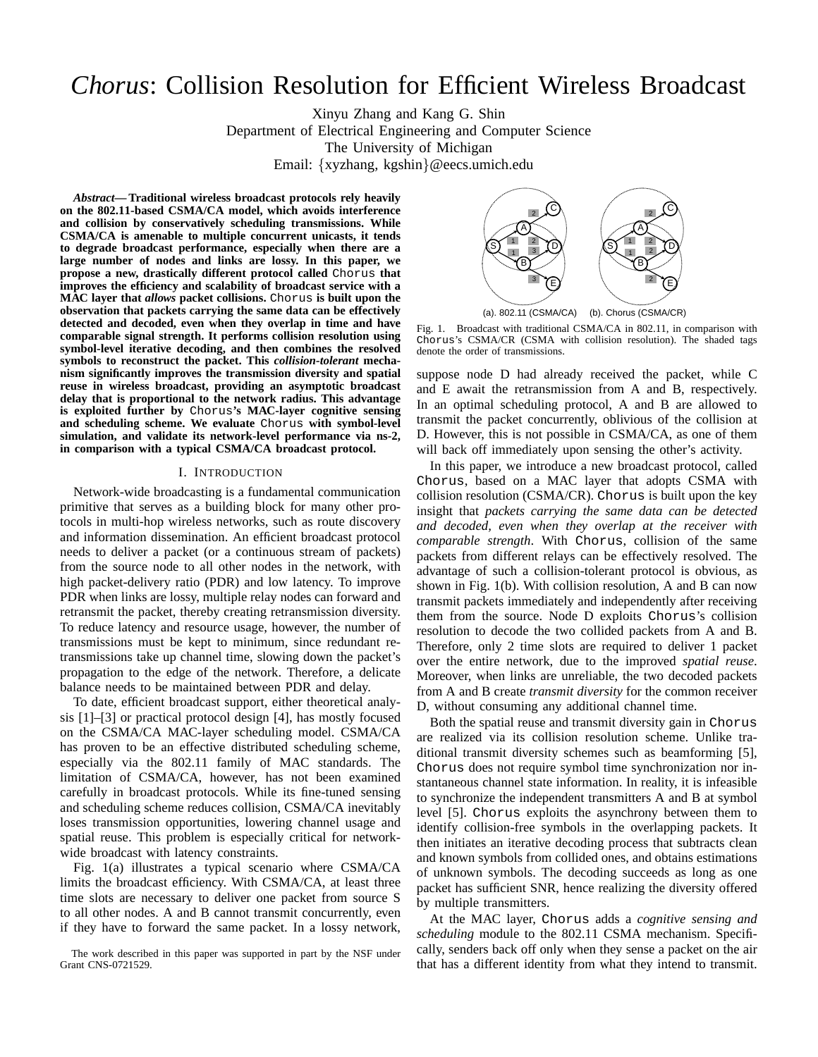# *Chorus*: Collision Resolution for Efficient Wireless Broadcast

Xinyu Zhang and Kang G. Shin
Department of Electrical Engineering and Computer Science
The University of Michigan
Email: {xyzhang, kgshin}@eecs.umich.edu

***Abstract*— Traditional wireless broadcast protocols rely heavily on the 802.11-based CSMA/CA model, which avoids interference and collision by conservatively scheduling transmissions. While CSMA/CA is amenable to multiple concurrent unicasts, it tends to degrade broadcast performance, especially when there are a large number of nodes and links are lossy. In this paper, we propose a new, drastically different protocol called `Chorus` that improves the efficiency and scalability of broadcast service with a MAC layer that *allows* packet collisions. `Chorus` is built upon the observation that packets carrying the same data can be effectively detected and decoded, even when they overlap in time and have comparable signal strength. It performs collision resolution using symbol-level iterative decoding, and then combines the resolved symbols to reconstruct the packet. This *collision-tolerant* mechanism significantly improves the transmission diversity and spatial reuse in wireless broadcast, providing an asymptotic broadcast delay that is proportional to the network radius. This advantage is exploited further by `Chorus`'s MAC-layer cognitive sensing and scheduling scheme. We evaluate `Chorus` with symbol-level simulation, and validate its network-level performance via ns-2, in comparison with a typical CSMA/CA broadcast protocol.**

## I. Introduction

Network-wide broadcasting is a fundamental communication primitive that serves as a building block for many other protocols in multi-hop wireless networks, such as route discovery and information dissemination. An efficient broadcast protocol needs to deliver a packet (or a continuous stream of packets) from the source node to all other nodes in the network, with high packet-delivery ratio (PDR) and low latency. To improve PDR when links are lossy, multiple relay nodes can forward and retransmit the packet, thereby creating retransmission diversity. To reduce latency and resource usage, however, the number of transmissions must be kept to minimum, since redundant retransmissions take up channel time, slowing down the packet's propagation to the edge of the network. Therefore, a delicate balance needs to be maintained between PDR and delay.

To date, efficient broadcast support, either theoretical analysis [1]–[3] or practical protocol design [4], has mostly focused on the CSMA/CA MAC-layer scheduling model. CSMA/CA has proven to be an effective distributed scheduling scheme, especially via the 802.11 family of MAC standards. The limitation of CSMA/CA, however, has not been examined carefully in broadcast protocols. While its fine-tuned sensing and scheduling scheme reduces collision, CSMA/CA inevitably loses transmission opportunities, lowering channel usage and spatial reuse. This problem is especially critical for network-wide broadcast with latency constraints.

Fig. 1(a) illustrates a typical scenario where CSMA/CA limits the broadcast efficiency. With CSMA/CA, at least three time slots are necessary to deliver one packet from source S to all other nodes. A and B cannot transmit concurrently, even if they have to forward the same packet. In a lossy network, suppose node D had already received the packet, while C and E await the retransmission from A and B, respectively. In an optimal scheduling protocol, A and B are allowed to transmit the packet concurrently, oblivious of the collision at D. However, this is not possible in CSMA/CA, as one of them will back off immediately upon sensing the other's activity.

(a). 802.11 (CSMA/CA)    (b). Chorus (CSMA/CR)

Fig. 1. Broadcast with traditional CSMA/CA in 802.11, in comparison with `Chorus`'s CSMA/CR (CSMA with collision resolution). The shaded tags denote the order of transmissions.

In this paper, we introduce a new broadcast protocol, called `Chorus`, based on a MAC layer that adopts CSMA with collision resolution (CSMA/CR). `Chorus` is built upon the key insight that *packets carrying the same data can be detected and decoded, even when they overlap at the receiver with comparable strength*. With `Chorus`, collision of the same packets from different relays can be effectively resolved. The advantage of such a collision-tolerant protocol is obvious, as shown in Fig. 1(b). With collision resolution, A and B can now transmit packets immediately and independently after receiving them from the source. Node D exploits `Chorus`'s collision resolution to decode the two collided packets from A and B. Therefore, only 2 time slots are required to deliver 1 packet over the entire network, due to the improved *spatial reuse*. Moreover, when links are unreliable, the two decoded packets from A and B create *transmit diversity* for the common receiver D, without consuming any additional channel time.

Both the spatial reuse and transmit diversity gain in `Chorus` are realized via its collision resolution scheme. Unlike traditional transmit diversity schemes such as beamforming [5], `Chorus` does not require symbol time synchronization nor instantaneous channel state information. In reality, it is infeasible to synchronize the independent transmitters A and B at symbol level [5]. `Chorus` exploits the asynchrony between them to identify collision-free symbols in the overlapping packets. It then initiates an iterative decoding process that subtracts clean and known symbols from collided ones, and obtains estimations of unknown symbols. The decoding succeeds as long as one packet has sufficient SNR, hence realizing the diversity offered by multiple transmitters.

At the MAC layer, `Chorus` adds a *cognitive sensing and scheduling* module to the 802.11 CSMA mechanism. Specifically, senders back off only when they sense a packet on the air that has a different identity from what they intend to transmit.

The work described in this paper was supported in part by the NSF under Grant CNS-0721529.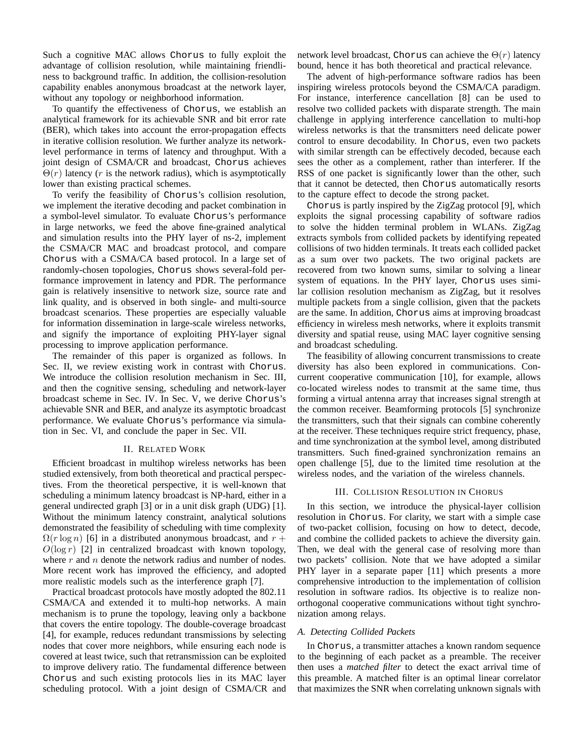Such a cognitive MAC allows Chorus to fully exploit the advantage of collision resolution, while maintaining friendliness to background traffic. In addition, the collision-resolution capability enables anonymous broadcast at the network layer, without any topology or neighborhood information.

To quantify the effectiveness of Chorus, we establish an analytical framework for its achievable SNR and bit error rate (BER), which takes into account the error-propagation effects in iterative collision resolution. We further analyze its network-level performance in terms of latency and throughput. With a joint design of CSMA/CR and broadcast, Chorus achieves $\Theta(r)$ latency ($r$ is the network radius), which is asymptotically lower than existing practical schemes.

To verify the feasibility of Chorus's collision resolution, we implement the iterative decoding and packet combination in a symbol-level simulator. To evaluate Chorus's performance in large networks, we feed the above fine-grained analytical and simulation results into the PHY layer of ns-2, implement the CSMA/CR MAC and broadcast protocol, and compare Chorus with a CSMA/CA based protocol. In a large set of randomly-chosen topologies, Chorus shows several-fold performance improvement in latency and PDR. The performance gain is relatively insensitive to network size, source rate and link quality, and is observed in both single- and multi-source broadcast scenarios. These properties are especially valuable for information dissemination in large-scale wireless networks, and signify the importance of exploiting PHY-layer signal processing to improve application performance.

The remainder of this paper is organized as follows. In Sec. II, we review existing work in contrast with Chorus. We introduce the collision resolution mechanism in Sec. III, and then the cognitive sensing, scheduling and network-layer broadcast scheme in Sec. IV. In Sec. V, we derive Chorus's achievable SNR and BER, and analyze its asymptotic broadcast performance. We evaluate Chorus's performance via simulation in Sec. VI, and conclude the paper in Sec. VII.

## II. Related Work

Efficient broadcast in multihop wireless networks has been studied extensively, from both theoretical and practical perspectives. From the theoretical perspective, it is well-known that scheduling a minimum latency broadcast is NP-hard, either in a general undirected graph [3] or in a unit disk graph (UDG) [1]. Without the minimum latency constraint, analytical solutions demonstrated the feasibility of scheduling with time complexity $\Omega(r \log n)$ [6] in a distributed anonymous broadcast, and $r + O(\log r)$ [2] in centralized broadcast with known topology, where $r$ and $n$ denote the network radius and number of nodes. More recent work has improved the efficiency, and adopted more realistic models such as the interference graph [7].

Practical broadcast protocols have mostly adopted the 802.11 CSMA/CA and extended it to multi-hop networks. A main mechanism is to prune the topology, leaving only a backbone that covers the entire topology. The double-coverage broadcast [4], for example, reduces redundant transmissions by selecting nodes that cover more neighbors, while ensuring each node is covered at least twice, such that retransmission can be exploited to improve delivery ratio. The fundamental difference between Chorus and such existing protocols lies in its MAC layer scheduling protocol. With a joint design of CSMA/CR and network level broadcast, Chorus can achieve the $\Theta(r)$ latency bound, hence it has both theoretical and practical relevance.

The advent of high-performance software radios has been inspiring wireless protocols beyond the CSMA/CA paradigm. For instance, interference cancellation [8] can be used to resolve two collided packets with disparate strength. The main challenge in applying interference cancellation to multi-hop wireless networks is that the transmitters need delicate power control to ensure decodability. In Chorus, even two packets with similar strength can be effectively decoded, because each sees the other as a complement, rather than interferer. If the RSS of one packet is significantly lower than the other, such that it cannot be detected, then Chorus automatically resorts to the capture effect to decode the strong packet.

Chorus is partly inspired by the ZigZag protocol [9], which exploits the signal processing capability of software radios to solve the hidden terminal problem in WLANs. ZigZag extracts symbols from collided packets by identifying repeated collisions of two hidden terminals. It treats each collided packet as a sum over two packets. The two original packets are recovered from two known sums, similar to solving a linear system of equations. In the PHY layer, Chorus uses similar collision resolution mechanism as ZigZag, but it resolves multiple packets from a single collision, given that the packets are the same. In addition, Chorus aims at improving broadcast efficiency in wireless mesh networks, where it exploits transmit diversity and spatial reuse, using MAC layer cognitive sensing and broadcast scheduling.

The feasibility of allowing concurrent transmissions to create diversity has also been explored in communications. Concurrent cooperative communication [10], for example, allows co-located wireless nodes to transmit at the same time, thus forming a virtual antenna array that increases signal strength at the common receiver. Beamforming protocols [5] synchronize the transmitters, such that their signals can combine coherently at the receiver. These techniques require strict frequency, phase, and time synchronization at the symbol level, among distributed transmitters. Such fined-grained synchronization remains an open challenge [5], due to the limited time resolution at the wireless nodes, and the variation of the wireless channels.

## III. Collision Resolution in Chorus

In this section, we introduce the physical-layer collision resolution in Chorus. For clarity, we start with a simple case of two-packet collision, focusing on how to detect, decode, and combine the collided packets to achieve the diversity gain. Then, we deal with the general case of resolving more than two packets' collision. Note that we have adopted a similar PHY layer in a separate paper [11] which presents a more comprehensive introduction to the implementation of collision resolution in software radios. Its objective is to realize non-orthogonal cooperative communications without tight synchronization among relays.

### A. Detecting Collided Packets

In Chorus, a transmitter attaches a known random sequence to the beginning of each packet as a preamble. The receiver then uses a *matched filter* to detect the exact arrival time of this preamble. A matched filter is an optimal linear correlator that maximizes the SNR when correlating unknown signals with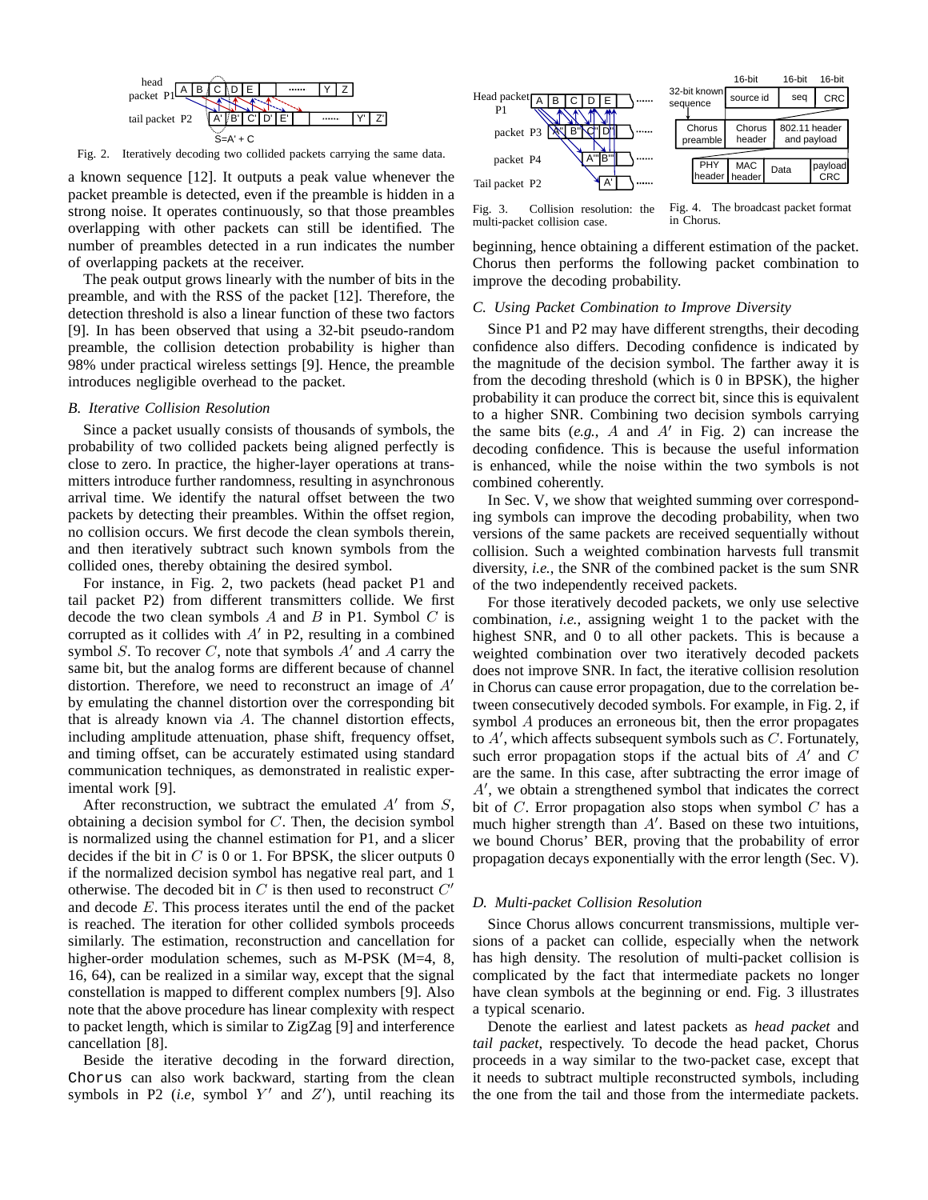Fig. 2. Iteratively decoding two collided packets carrying the same data.

a known sequence [12]. It outputs a peak value whenever the packet preamble is detected, even if the preamble is hidden in a strong noise. It operates continuously, so that those preambles overlapping with other packets can still be identified. The number of preambles detected in a run indicates the number of overlapping packets at the receiver.

The peak output grows linearly with the number of bits in the preamble, and with the RSS of the packet [12]. Therefore, the detection threshold is also a linear function of these two factors [9]. In has been observed that using a 32-bit pseudo-random preamble, the collision detection probability is higher than 98% under practical wireless settings [9]. Hence, the preamble introduces negligible overhead to the packet.

### *B. Iterative Collision Resolution*

Since a packet usually consists of thousands of symbols, the probability of two collided packets being aligned perfectly is close to zero. In practice, the higher-layer operations at transmitters introduce further randomness, resulting in asynchronous arrival time. We identify the natural offset between the two packets by detecting their preambles. Within the offset region, no collision occurs. We first decode the clean symbols therein, and then iteratively subtract such known symbols from the collided ones, thereby obtaining the desired symbol.

For instance, in Fig. 2, two packets (head packet P1 and tail packet P2) from different transmitters collide. We first decode the two clean symbols $A$ and $B$ in P1. Symbol $C$ is corrupted as it collides with $A'$ in P2, resulting in a combined symbol $S$. To recover $C$, note that symbols $A'$ and $A$ carry the same bit, but the analog forms are different because of channel distortion. Therefore, we need to reconstruct an image of $A'$ by emulating the channel distortion over the corresponding bit that is already known via $A$. The channel distortion effects, including amplitude attenuation, phase shift, frequency offset, and timing offset, can be accurately estimated using standard communication techniques, as demonstrated in realistic experimental work [9].

After reconstruction, we subtract the emulated $A'$ from $S$, obtaining a decision symbol for $C$. Then, the decision symbol is normalized using the channel estimation for P1, and a slicer decides if the bit in $C$ is 0 or 1. For BPSK, the slicer outputs 0 if the normalized decision symbol has negative real part, and 1 otherwise. The decoded bit in $C$ is then used to reconstruct $C'$ and decode $E$. This process iterates until the end of the packet is reached. The iteration for other collided symbols proceeds similarly. The estimation, reconstruction and cancellation for higher-order modulation schemes, such as M-PSK (M=4, 8, 16, 64), can be realized in a similar way, except that the signal constellation is mapped to different complex numbers [9]. Also note that the above procedure has linear complexity with respect to packet length, which is similar to ZigZag [9] and interference cancellation [8].

Beside the iterative decoding in the forward direction, `Chorus` can also work backward, starting from the clean symbols in P2 (*i.e*, symbol $Y'$ and $Z'$), until reaching its beginning, hence obtaining a different estimation of the packet. Chorus then performs the following packet combination to improve the decoding probability.

Fig. 3. Collision resolution: the multi-packet collision case.

Fig. 4. The broadcast packet format in Chorus.

### *C. Using Packet Combination to Improve Diversity*

Since P1 and P2 may have different strengths, their decoding confidence also differs. Decoding confidence is indicated by the magnitude of the decision symbol. The farther away it is from the decoding threshold (which is 0 in BPSK), the higher probability it can produce the correct bit, since this is equivalent to a higher SNR. Combining two decision symbols carrying the same bits (*e.g.*, $A$ and $A'$ in Fig. 2) can increase the decoding confidence. This is because the useful information is enhanced, while the noise within the two symbols is not combined coherently.

In Sec. V, we show that weighted summing over corresponding symbols can improve the decoding probability, when two versions of the same packets are received sequentially without collision. Such a weighted combination harvests full transmit diversity, *i.e.*, the SNR of the combined packet is the sum SNR of the two independently received packets.

For those iteratively decoded packets, we only use selective combination, *i.e.*, assigning weight 1 to the packet with the highest SNR, and 0 to all other packets. This is because a weighted combination over two iteratively decoded packets does not improve SNR. In fact, the iterative collision resolution in Chorus can cause error propagation, due to the correlation between consecutively decoded symbols. For example, in Fig. 2, if symbol $A$ produces an erroneous bit, then the error propagates to $A'$, which affects subsequent symbols such as $C$. Fortunately, such error propagation stops if the actual bits of $A'$ and $C$ are the same. In this case, after subtracting the error image of $A'$, we obtain a strengthened symbol that indicates the correct bit of $C$. Error propagation also stops when symbol $C$ has a much higher strength than $A'$. Based on these two intuitions, we bound Chorus' BER, proving that the probability of error propagation decays exponentially with the error length (Sec. V).

### *D. Multi-packet Collision Resolution*

Since Chorus allows concurrent transmissions, multiple versions of a packet can collide, especially when the network has high density. The resolution of multi-packet collision is complicated by the fact that intermediate packets no longer have clean symbols at the beginning or end. Fig. 3 illustrates a typical scenario.

Denote the earliest and latest packets as *head packet* and *tail packet*, respectively. To decode the head packet, Chorus proceeds in a way similar to the two-packet case, except that it needs to subtract multiple reconstructed symbols, including the one from the tail and those from the intermediate packets.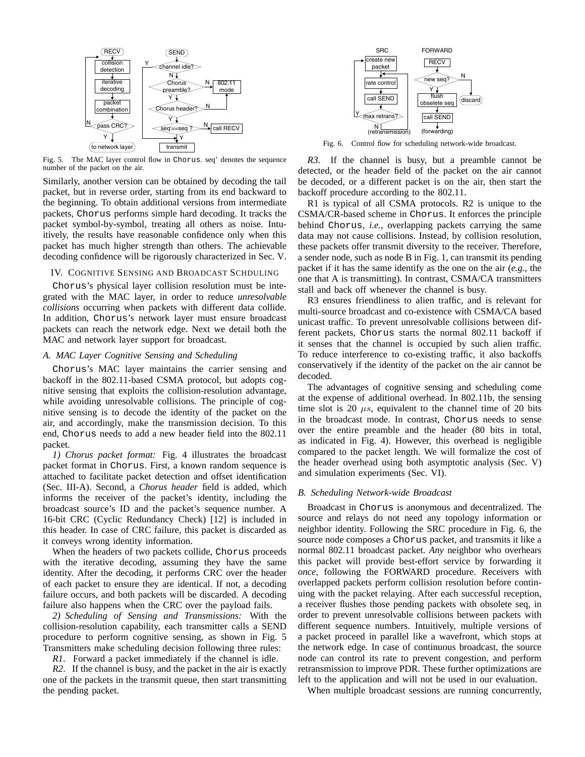Fig. 5. The MAC layer control flow in Chorus. seq' denotes the sequence number of the packet on the air.

Similarly, another version can be obtained by decoding the tail packet, but in reverse order, starting from its end backward to the beginning. To obtain additional versions from intermediate packets, Chorus performs simple hard decoding. It tracks the packet symbol-by-symbol, treating all others as noise. Intuitively, the results have reasonable confidence only when this packet has much higher strength than others. The achievable decoding confidence will be rigorously characterized in Sec. V.

## IV. Cognitive Sensing and Broadcast Scheduling

Chorus's physical layer collision resolution must be integrated with the MAC layer, in order to reduce *unresolvable collisions* occurring when packets with different data collide. In addition, Chorus's network layer must ensure broadcast packets can reach the network edge. Next we detail both the MAC and network layer support for broadcast.

### A. MAC Layer Cognitive Sensing and Scheduling

Chorus's MAC layer maintains the carrier sensing and backoff in the 802.11-based CSMA protocol, but adopts cognitive sensing that exploits the collision-resolution advantage, while avoiding unresolvable collisions. The principle of cognitive sensing is to decode the identity of the packet on the air, and accordingly, make the transmission decision. To this end, Chorus needs to add a new header field into the 802.11 packet.

*1) Chorus packet format:* Fig. 4 illustrates the broadcast packet format in Chorus. First, a known random sequence is attached to facilitate packet detection and offset identification (Sec. III-A). Second, a *Chorus header* field is added, which informs the receiver of the packet's identity, including the broadcast source's ID and the packet's sequence number. A 16-bit CRC (Cyclic Redundancy Check) [12] is included in this header. In case of CRC failure, this packet is discarded as it conveys wrong identity information.

When the headers of two packets collide, Chorus proceeds with the iterative decoding, assuming they have the same identity. After the decoding, it performs CRC over the header of each packet to ensure they are identical. If not, a decoding failure occurs, and both packets will be discarded. A decoding failure also happens when the CRC over the payload fails.

*2) Scheduling of Sensing and Transmissions:* With the collision-resolution capability, each transmitter calls a SEND procedure to perform cognitive sensing, as shown in Fig. 5 Transmitters make scheduling decision following three rules:

*R1*. Forward a packet immediately if the channel is idle.

*R2*. If the channel is busy, and the packet in the air is exactly one of the packets in the transmit queue, then start transmitting the pending packet.

Fig. 6. Control flow for scheduling network-wide broadcast.

*R3*. If the channel is busy, but a preamble cannot be detected, or the header field of the packet on the air cannot be decoded, or a different packet is on the air, then start the backoff procedure according to the 802.11.

R1 is typical of all CSMA protocols. R2 is unique to the CSMA/CR-based scheme in Chorus. It enforces the principle behind Chorus, *i.e.*, overlapping packets carrying the same data may not cause collisions. Instead, by collision resolution, these packets offer transmit diversity to the receiver. Therefore, a sender node, such as node B in Fig. 1, can transmit its pending packet if it has the same identify as the one on the air (*e.g.*, the one that A is transmitting). In contrast, CSMA/CA transmitters stall and back off whenever the channel is busy.

R3 ensures friendliness to alien traffic, and is relevant for multi-source broadcast and co-existence with CSMA/CA based unicast traffic. To prevent unresolvable collisions between different packets, Chorus starts the normal 802.11 backoff if it senses that the channel is occupied by such alien traffic. To reduce interference to co-existing traffic, it also backoffs conservatively if the identity of the packet on the air cannot be decoded.

The advantages of cognitive sensing and scheduling come at the expense of additional overhead. In 802.11b, the sensing time slot is 20 $\mu s$, equivalent to the channel time of 20 bits in the broadcast mode. In contrast, Chorus needs to sense over the entire preamble and the header (80 bits in total, as indicated in Fig. 4). However, this overhead is negligible compared to the packet length. We will formalize the cost of the header overhead using both asymptotic analysis (Sec. V) and simulation experiments (Sec. VI).

### B. Scheduling Network-wide Broadcast

Broadcast in Chorus is anonymous and decentralized. The source and relays do not need any topology information or neighbor identity. Following the SRC procedure in Fig. 6, the source node composes a Chorus packet, and transmits it like a normal 802.11 broadcast packet. *Any* neighbor who overhears this packet will provide best-effort service by forwarding it *once*, following the FORWARD procedure. Receivers with overlapped packets perform collision resolution before continuing with the packet relaying. After each successful reception, a receiver flushes those pending packets with obsolete seq, in order to prevent unresolvable collisions between packets with different sequence numbers. Intuitively, multiple versions of a packet proceed in parallel like a wavefront, which stops at the network edge. In case of continuous broadcast, the source node can control its rate to prevent congestion, and perform retransmission to improve PDR. These further optimizations are left to the application and will not be used in our evaluation.

When multiple broadcast sessions are running concurrently,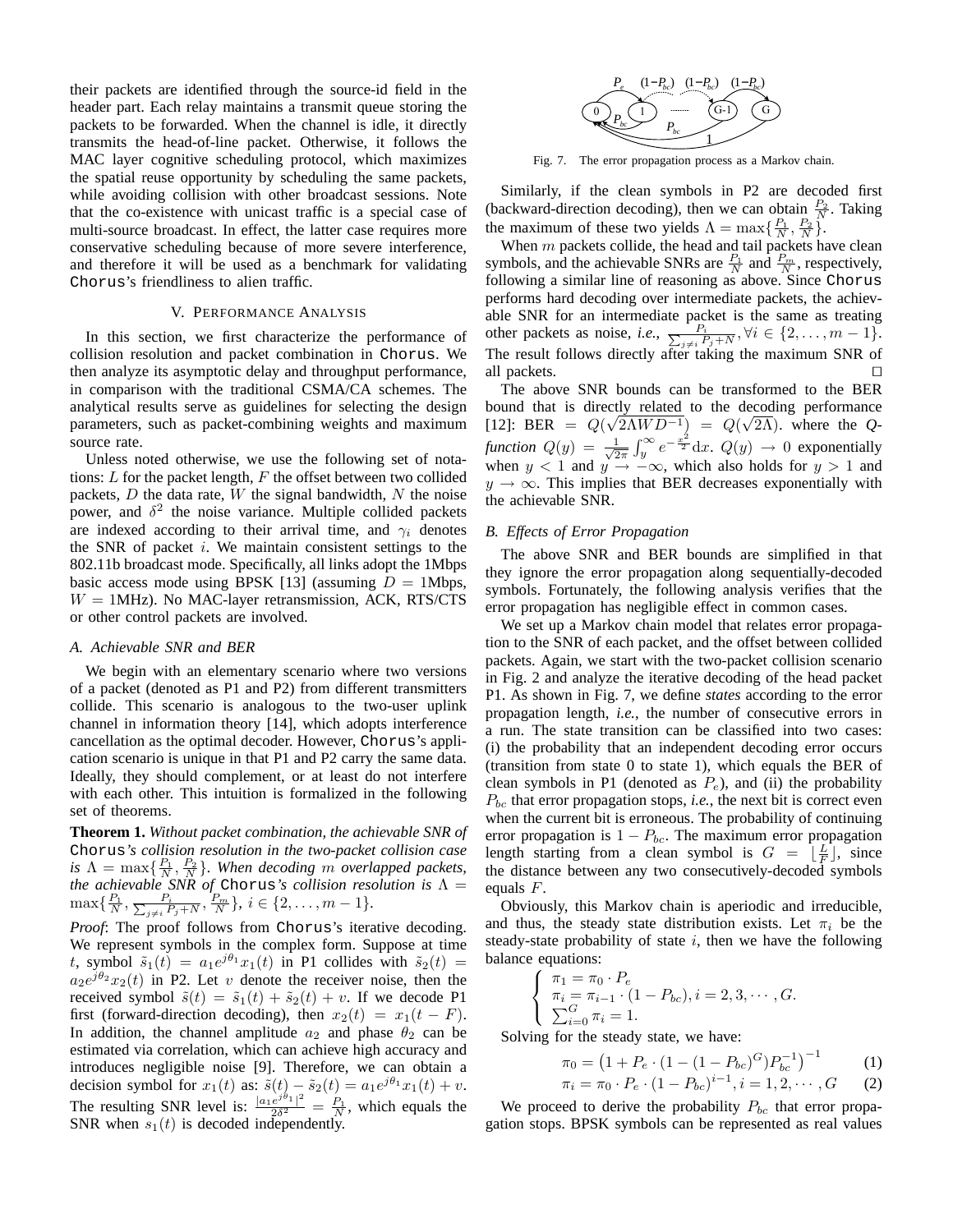their packets are identified through the source-id field in the header part. Each relay maintains a transmit queue storing the packets to be forwarded. When the channel is idle, it directly transmits the head-of-line packet. Otherwise, it follows the MAC layer cognitive scheduling protocol, which maximizes the spatial reuse opportunity by scheduling the same packets, while avoiding collision with other broadcast sessions. Note that the co-existence with unicast traffic is a special case of multi-source broadcast. In effect, the latter case requires more conservative scheduling because of more severe interference, and therefore it will be used as a benchmark for validating Chorus's friendliness to alien traffic.

## V. Performance Analysis

In this section, we first characterize the performance of collision resolution and packet combination in Chorus. We then analyze its asymptotic delay and throughput performance, in comparison with the traditional CSMA/CA schemes. The analytical results serve as guidelines for selecting the design parameters, such as packet-combining weights and maximum source rate.

Unless noted otherwise, we use the following set of notations: $L$ for the packet length, $F$ the offset between two collided packets, $D$ the data rate, $W$ the signal bandwidth, $N$ the noise power, and $\delta^2$ the noise variance. Multiple collided packets are indexed according to their arrival time, and $\gamma_i$ denotes the SNR of packet $i$. We maintain consistent settings to the 802.11b broadcast mode. Specifically, all links adopt the 1Mbps basic access mode using BPSK [13] (assuming $D$ = 1Mbps, $W$ = 1MHz). No MAC-layer retransmission, ACK, RTS/CTS or other control packets are involved.

### A. Achievable SNR and BER

We begin with an elementary scenario where two versions of a packet (denoted as P1 and P2) from different transmitters collide. This scenario is analogous to the two-user uplink channel in information theory [14], which adopts interference cancellation as the optimal decoder. However, Chorus's application scenario is unique in that P1 and P2 carry the same data. Ideally, they should complement, or at least do not interfere with each other. This intuition is formalized in the following set of theorems.

**Theorem 1.** *Without packet combination, the achievable SNR of Chorus's collision resolution in the two-packet collision case is $\Lambda = \max\{\frac{P_1}{N}, \frac{P_2}{N}\}$. When decoding $m$ overlapped packets, the achievable SNR of Chorus's collision resolution is $\Lambda = \max\{\frac{P_1}{N}, \frac{P_i}{\sum_{j\neq i} P_j + N}, \frac{P_m}{N}\}$, $i \in \{2, \ldots, m-1\}$.*

*Proof*: The proof follows from Chorus's iterative decoding. We represent symbols in the complex form. Suppose at time $t$, symbol $\tilde{s}_1(t) = a_1 e^{j\theta_1} x_1(t)$ in P1 collides with $\tilde{s}_2(t) = a_2 e^{j\theta_2} x_2(t)$ in P2. Let $v$ denote the receiver noise, then the received symbol $\tilde{s}(t) = \tilde{s}_1(t) + \tilde{s}_2(t) + v$. If we decode P1 first (forward-direction decoding), then $x_2(t) = x_1(t - F)$. In addition, the channel amplitude $a_2$ and phase $\theta_2$ can be estimated via correlation, which can achieve high accuracy and introduces negligible noise [9]. Therefore, we can obtain a decision symbol for $x_1(t)$ as: $\tilde{s}(t) - \tilde{s}_2(t) = a_1 e^{j\theta_1} x_1(t) + v$. The resulting SNR level is: $\frac{|a_1 e^{j\theta_1}|^2}{2\delta^2} = \frac{P_1}{N}$, which equals the SNR when $s_1(t)$ is decoded independently.

Fig. 7. The error propagation process as a Markov chain.

Similarly, if the clean symbols in P2 are decoded first (backward-direction decoding), then we can obtain $\frac{P_2}{N}$. Taking the maximum of these two yields $\Lambda = \max\{\frac{P_1}{N}, \frac{P_2}{N}\}$.

When $m$ packets collide, the head and tail packets have clean symbols, and the achievable SNRs are $\frac{P_1}{N}$ and $\frac{P_m}{N}$, respectively, following a similar line of reasoning as above. Since Chorus performs hard decoding over intermediate packets, the achievable SNR for an intermediate packet is the same as treating other packets as noise, *i.e.*, $\frac{P_i}{\sum_{j\neq i} P_j + N}, \forall i \in \{2, \ldots, m-1\}$. The result follows directly after taking the maximum SNR of all packets. □

The above SNR bounds can be transformed to the BER bound that is directly related to the decoding performance [12]: BER $= Q(\sqrt{2\Lambda W D^{-1}}) = Q(\sqrt{2\Lambda})$. where the *Q-function* $Q(y) = \frac{1}{\sqrt{2\pi}} \int_y^\infty e^{-\frac{x^2}{2}} \mathrm{d}x$. $Q(y) \to 0$ exponentially when $y < 1$ and $y \to -\infty$, which also holds for $y > 1$ and $y \to \infty$. This implies that BER decreases exponentially with the achievable SNR.

### B. Effects of Error Propagation

The above SNR and BER bounds are simplified in that they ignore the error propagation along sequentially-decoded symbols. Fortunately, the following analysis verifies that the error propagation has negligible effect in common cases.

We set up a Markov chain model that relates error propagation to the SNR of each packet, and the offset between collided packets. Again, we start with the two-packet collision scenario in Fig. 2 and analyze the iterative decoding of the head packet P1. As shown in Fig. 7, we define *states* according to the error propagation length, *i.e.*, the number of consecutive errors in a run. The state transition can be classified into two cases: (i) the probability that an independent decoding error occurs (transition from state 0 to state 1), which equals the BER of clean symbols in P1 (denoted as $P_e$), and (ii) the probability $P_{bc}$ that error propagation stops, *i.e.*, the next bit is correct even when the current bit is erroneous. The probability of continuing error propagation is $1 - P_{bc}$. The maximum error propagation length starting from a clean symbol is $G = \lfloor \frac{L}{F} \rfloor$, since the distance between any two consecutively-decoded symbols equals $F$.

Obviously, this Markov chain is aperiodic and irreducible, and thus, the steady state distribution exists. Let $\pi_i$ be the steady-state probability of state $i$, then we have the following balance equations:

$$\begin{cases} \pi_1 = \pi_0 \cdot P_e \\ \pi_i = \pi_{i-1} \cdot (1 - P_{bc}), i = 2, 3, \cdots, G. \\ \sum_{i=0}^{G} \pi_i = 1. \end{cases}$$

Solving for the steady state, we have:

$$\pi_0 = \left(1 + P_e \cdot (1 - (1 - P_{bc})^G) P_{bc}^{-1}\right)^{-1} \quad (1)$$

$$\pi_i = \pi_0 \cdot P_e \cdot (1 - P_{bc})^{i-1}, i = 1, 2, \cdots, G \quad (2)$$

We proceed to derive the probability $P_{bc}$ that error propagation stops. BPSK symbols can be represented as real values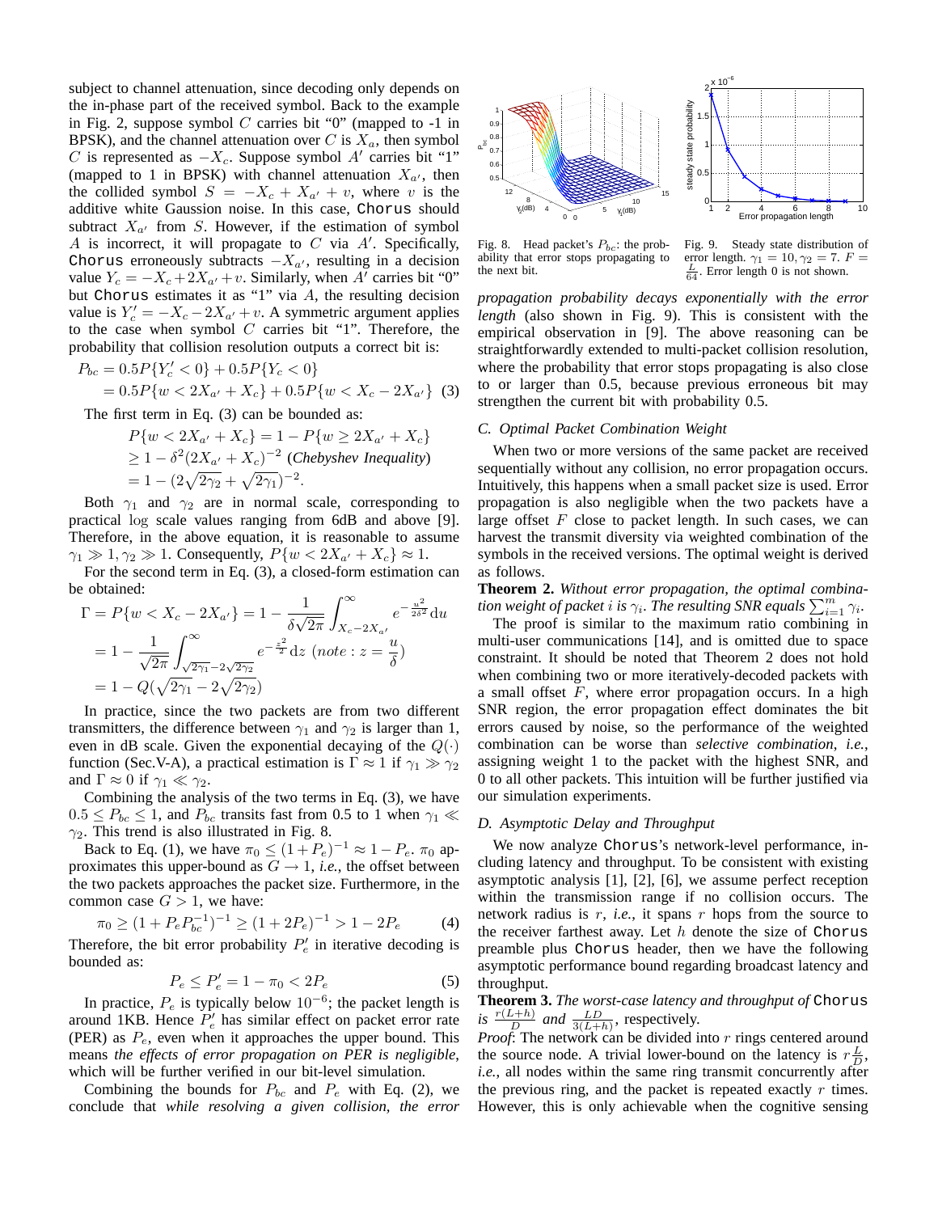subject to channel attenuation, since decoding only depends on the in-phase part of the received symbol. Back to the example in Fig. 2, suppose symbol $C$ carries bit "0" (mapped to -1 in BPSK), and the channel attenuation over $C$ is $X_a$, then symbol $C$ is represented as $-X_c$. Suppose symbol $A'$ carries bit "1" (mapped to 1 in BPSK) with channel attenuation $X_{a'}$, then the collided symbol $S = -X_c + X_{a'} + v$, where $v$ is the additive white Gaussion noise. In this case, Chorus should subtract $X_{a'}$ from $S$. However, if the estimation of symbol $A$ is incorrect, it will propagate to $C$ via $A'$. Specifically, Chorus erroneously subtracts $-X_{a'}$, resulting in a decision value $Y_c = -X_c + 2X_{a'} + v$. Similarly, when $A'$ carries bit "0" but Chorus estimates it as "1" via $A$, the resulting decision value is $Y_c' = -X_c - 2X_{a'} + v$. A symmetric argument applies to the case when symbol $C$ carries bit "1". Therefore, the probability that collision resolution outputs a correct bit is:

$$
\begin{aligned}
P_{bc} &= 0.5P\{Y_c' < 0\} + 0.5P\{Y_c < 0\} \\
&= 0.5P\{w < 2X_{a'} + X_c\} + 0.5P\{w < X_c - 2X_{a'}\} \quad (3)
\end{aligned}
$$

The first term in Eq. (3) can be bounded as:

$$
\begin{aligned}
P\{w < 2X_{a'} + X_c\} &= 1 - P\{w \geq 2X_{a'} + X_c\} \\
&\geq 1 - \delta^2(2X_{a'} + X_c)^{-2} \text{ (\textit{Chebyshev Inequality})} \\
&= 1 - (2\sqrt{2\gamma_2} + \sqrt{2\gamma_1})^{-2}.
\end{aligned}
$$

Both $\gamma_1$ and $\gamma_2$ are in normal scale, corresponding to practical log scale values ranging from 6dB and above [9]. Therefore, in the above equation, it is reasonable to assume $\gamma_1 \gg 1, \gamma_2 \gg 1$. Consequently, $P\{w < 2X_{a'} + X_c\} \approx 1$.

For the second term in Eq. (3), a closed-form estimation can be obtained:

$$
\begin{aligned}
\Gamma = P\{w < X_c - 2X_{a'}\} &= 1 - \frac{1}{\delta\sqrt{2\pi}} \int_{X_c - 2X_{a'}}^{\infty} e^{-\frac{u^2}{2\delta^2}} \mathrm{d}u \\
&= 1 - \frac{1}{\sqrt{2\pi}} \int_{\sqrt{2\gamma_1} - 2\sqrt{2\gamma_2}}^{\infty} e^{-\frac{z^2}{2}} \mathrm{d}z \ (note: z = \frac{u}{\delta}) \\
&= 1 - Q(\sqrt{2\gamma_1} - 2\sqrt{2\gamma_2})
\end{aligned}
$$

In practice, since the two packets are from two different transmitters, the difference between $\gamma_1$ and $\gamma_2$ is larger than 1, even in dB scale. Given the exponential decaying of the $Q(\cdot)$ function (Sec.V-A), a practical estimation is $\Gamma \approx 1$ if $\gamma_1 \gg \gamma_2$ and $\Gamma \approx 0$ if $\gamma_1 \ll \gamma_2$.

Combining the analysis of the two terms in Eq. (3), we have $0.5 \leq P_{bc} \leq 1$, and $P_{bc}$ transits fast from 0.5 to 1 when $\gamma_1 \ll \gamma_2$. This trend is also illustrated in Fig. 8.

Back to Eq. (1), we have $\pi_0 \leq (1 + P_e)^{-1} \approx 1 - P_e$. $\pi_0$ approximates this upper-bound as $G \to 1$, *i.e.*, the offset between the two packets approaches the packet size. Furthermore, in the common case $G > 1$, we have:

$$
\pi_0 \geq (1 + P_e P_{bc}^{-1})^{-1} \geq (1 + 2P_e)^{-1} > 1 - 2P_e \quad (4)
$$

Therefore, the bit error probability $P_e'$ in iterative decoding is bounded as:

$$
P_e \leq P_e' = 1 - \pi_0 < 2P_e \quad (5)
$$

In practice, $P_e$ is typically below $10^{-6}$; the packet length is around 1KB. Hence $P_e'$ has similar effect on packet error rate (PER) as $P_e$, even when it approaches the upper bound. This means *the effects of error propagation on PER is negligible*, which will be further verified in our bit-level simulation.

Combining the bounds for $P_{bc}$ and $P_e$ with Eq. (2), we conclude that *while resolving a given collision, the error propagation probability decays exponentially with the error length* (also shown in Fig. 9). This is consistent with the empirical observation in [9]. The above reasoning can be straightforwardly extended to multi-packet collision resolution, where the probability that error stops propagating is also close to or larger than 0.5, because previous erroneous bit may strengthen the current bit with probability 0.5.

Fig. 8. Head packet's $P_{bc}$: the probability that error stops propagating to the next bit.

Fig. 9. Steady state distribution of error length. $\gamma_1 = 10, \gamma_2 = 7$. $F = \frac{L}{64}$. Error length 0 is not shown.

### C. Optimal Packet Combination Weight

When two or more versions of the same packet are received sequentially without any collision, no error propagation occurs. Intuitively, this happens when a small packet size is used. Error propagation is also negligible when the two packets have a large offset $F$ close to packet length. In such cases, we can harvest the transmit diversity via weighted combination of the symbols in the received versions. The optimal weight is derived as follows.

**Theorem 2.** *Without error propagation, the optimal combination weight of packet $i$ is $\gamma_i$. The resulting SNR equals $\sum_{i=1}^{m} \gamma_i$.*

The proof is similar to the maximum ratio combining in multi-user communications [14], and is omitted due to space constraint. It should be noted that Theorem 2 does not hold when combining two or more iteratively-decoded packets with a small offset $F$, where error propagation occurs. In a high SNR region, the error propagation effect dominates the bit errors caused by noise, so the performance of the weighted combination can be worse than *selective combination*, *i.e.*, assigning weight 1 to the packet with the highest SNR, and 0 to all other packets. This intuition will be further justified via our simulation experiments.

### D. Asymptotic Delay and Throughput

We now analyze Chorus's network-level performance, including latency and throughput. To be consistent with existing asymptotic analysis [1], [2], [6], we assume perfect reception within the transmission range if no collision occurs. The network radius is $r$, *i.e.*, it spans $r$ hops from the source to the receiver farthest away. Let $h$ denote the size of Chorus preamble plus Chorus header, then we have the following asymptotic performance bound regarding broadcast latency and throughput.

**Theorem 3.** *The worst-case latency and throughput of Chorus is $\frac{r(L+h)}{D}$ and $\frac{LD}{3(L+h)}$,* respectively.

*Proof*: The network can be divided into $r$ rings centered around the source node. A trivial lower-bound on the latency is $r\frac{L}{D}$, *i.e.*, all nodes within the same ring transmit concurrently after the previous ring, and the packet is repeated exactly $r$ times. However, this is only achievable when the cognitive sensing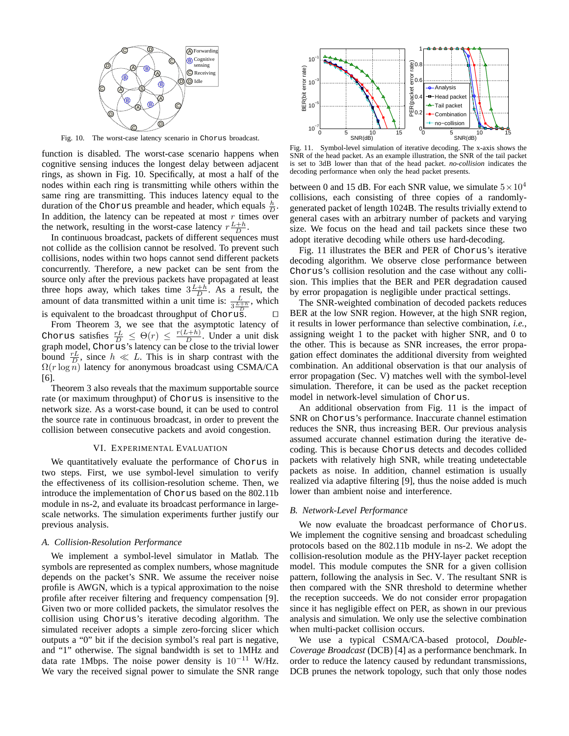Fig. 10. The worst-case latency scenario in Chorus broadcast.

function is disabled. The worst-case scenario happens when cognitive sensing induces the longest delay between adjacent rings, as shown in Fig. 10. Specifically, at most a half of the nodes within each ring is transmitting while others within the same ring are transmitting. This induces latency equal to the duration of the Chorus preamble and header, which equals $\frac{h}{D}$. In addition, the latency can be repeated at most $r$ times over the network, resulting in the worst-case latency $r\frac{L+h}{D}$.

In continuous broadcast, packets of different sequences must not collide as the collision cannot be resolved. To prevent such collisions, nodes within two hops cannot send different packets concurrently. Therefore, a new packet can be sent from the source only after the previous packets have propagated at least three hops away, which takes time $3\frac{L+h}{D}$. As a result, the amount of data transmitted within a unit time is: $\frac{L}{3\frac{L+h}{D}}$, which is equivalent to the broadcast throughput of Chorus. □

From Theorem 3, we see that the asymptotic latency of Chorus satisfies $\frac{rL}{D} \leq \Theta(r) \leq \frac{r(L+h)}{D}$. Under a unit disk graph model, Chorus's latency can be close to the trivial lower bound $\frac{rL}{D}$, since $h \ll L$. This is in sharp contrast with the $\Omega(r \log n)$ latency for anonymous broadcast using CSMA/CA [6].

Theorem 3 also reveals that the maximum supportable source rate (or maximum throughput) of Chorus is insensitive to the network size. As a worst-case bound, it can be used to control the source rate in continuous broadcast, in order to prevent the collision between consecutive packets and avoid congestion.

## VI. Experimental Evaluation

We quantitatively evaluate the performance of Chorus in two steps. First, we use symbol-level simulation to verify the effectiveness of its collision-resolution scheme. Then, we introduce the implementation of Chorus based on the 802.11b module in ns-2, and evaluate its broadcast performance in large-scale networks. The simulation experiments further justify our previous analysis.

### *A. Collision-Resolution Performance*

We implement a symbol-level simulator in Matlab. The symbols are represented as complex numbers, whose magnitude depends on the packet's SNR. We assume the receiver noise profile is AWGN, which is a typical approximation to the noise profile after receiver filtering and frequency compensation [9]. Given two or more collided packets, the simulator resolves the collision using Chorus's iterative decoding algorithm. The simulated receiver adopts a simple zero-forcing slicer which outputs a "0" bit if the decision symbol's real part is negative, and "1" otherwise. The signal bandwidth is set to 1MHz and data rate 1Mbps. The noise power density is $10^{-11}$ W/Hz. We vary the received signal power to simulate the SNR range between 0 and 15 dB. For each SNR value, we simulate $5 \times 10^4$ collisions, each consisting of three copies of a randomly-generated packet of length 1024B. The results trivially extend to general cases with an arbitrary number of packets and varying size. We focus on the head and tail packets since these two adopt iterative decoding while others use hard-decoding.

Fig. 11. Symbol-level simulation of iterative decoding. The x-axis shows the SNR of the head packet. As an example illustration, the SNR of the tail packet is set to 3dB lower than that of the head packet. *no-collision* indicates the decoding performance when only the head packet presents.

Fig. 11 illustrates the BER and PER of Chorus's iterative decoding algorithm. We observe close performance between Chorus's collision resolution and the case without any collision. This implies that the BER and PER degradation caused by error propagation is negligible under practical settings.

The SNR-weighted combination of decoded packets reduces BER at the low SNR region. However, at the high SNR region, it results in lower performance than selective combination, *i.e.*, assigning weight 1 to the packet with higher SNR, and 0 to the other. This is because as SNR increases, the error propagation effect dominates the additional diversity from weighted combination. An additional observation is that our analysis of error propagation (Sec. V) matches well with the symbol-level simulation. Therefore, it can be used as the packet reception model in network-level simulation of Chorus.

An additional observation from Fig. 11 is the impact of SNR on Chorus's performance. Inaccurate channel estimation reduces the SNR, thus increasing BER. Our previous analysis assumed accurate channel estimation during the iterative decoding. This is because Chorus detects and decodes collided packets with relatively high SNR, while treating undetectable packets as noise. In addition, channel estimation is usually realized via adaptive filtering [9], thus the noise added is much lower than ambient noise and interference.

### *B. Network-Level Performance*

We now evaluate the broadcast performance of Chorus. We implement the cognitive sensing and broadcast scheduling protocols based on the 802.11b module in ns-2. We adopt the collision-resolution module as the PHY-layer packet reception model. This module computes the SNR for a given collision pattern, following the analysis in Sec. V. The resultant SNR is then compared with the SNR threshold to determine whether the reception succeeds. We do not consider error propagation since it has negligible effect on PER, as shown in our previous analysis and simulation. We only use the selective combination when multi-packet collision occurs.

We use a typical CSMA/CA-based protocol, *Double-Coverage Broadcast* (DCB) [4] as a performance benchmark. In order to reduce the latency caused by redundant transmissions, DCB prunes the network topology, such that only those nodes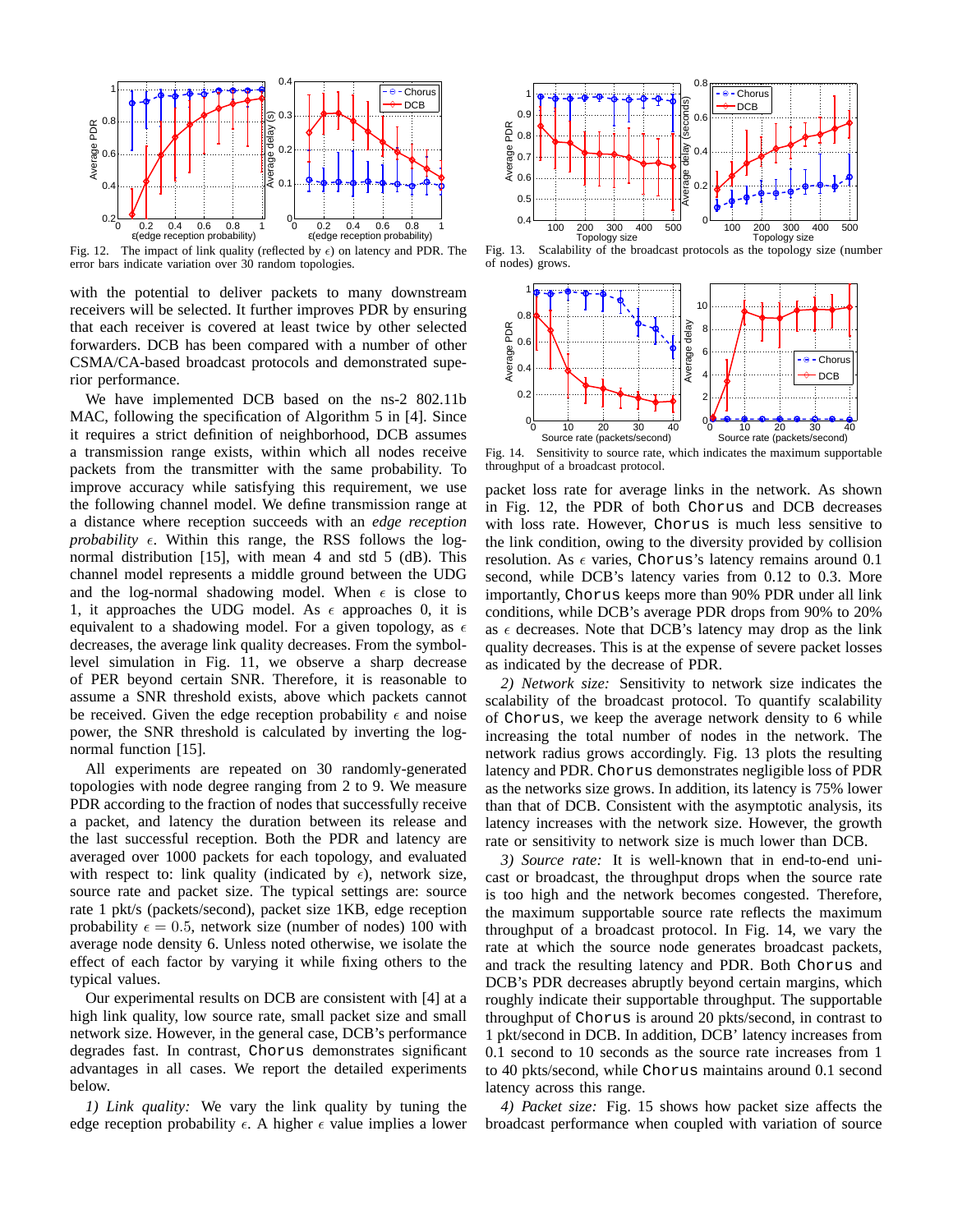Fig. 12. The impact of link quality (reflected by $\epsilon$) on latency and PDR. The error bars indicate variation over 30 random topologies.

Fig. 13. Scalability of the broadcast protocols as the topology size (number of nodes) grows.

Fig. 14. Sensitivity to source rate, which indicates the maximum supportable throughput of a broadcast protocol.

with the potential to deliver packets to many downstream receivers will be selected. It further improves PDR by ensuring that each receiver is covered at least twice by other selected forwarders. DCB has been compared with a number of other CSMA/CA-based broadcast protocols and demonstrated superior performance.

We have implemented DCB based on the ns-2 802.11b MAC, following the specification of Algorithm 5 in [4]. Since it requires a strict definition of neighborhood, DCB assumes a transmission range exists, within which all nodes receive packets from the transmitter with the same probability. To improve accuracy while satisfying this requirement, we use the following channel model. We define transmission range at a distance where reception succeeds with an *edge reception probability* $\epsilon$. Within this range, the RSS follows the log-normal distribution [15], with mean 4 and std 5 (dB). This channel model represents a middle ground between the UDG and the log-normal shadowing model. When $\epsilon$ is close to 1, it approaches the UDG model. As $\epsilon$ approaches 0, it is equivalent to a shadowing model. For a given topology, as $\epsilon$ decreases, the average link quality decreases. From the symbol-level simulation in Fig. 11, we observe a sharp decrease of PER beyond certain SNR. Therefore, it is reasonable to assume a SNR threshold exists, above which packets cannot be received. Given the edge reception probability $\epsilon$ and noise power, the SNR threshold is calculated by inverting the log-normal function [15].

All experiments are repeated on 30 randomly-generated topologies with node degree ranging from 2 to 9. We measure PDR according to the fraction of nodes that successfully receive a packet, and latency the duration between its release and the last successful reception. Both the PDR and latency are averaged over 1000 packets for each topology, and evaluated with respect to: link quality (indicated by $\epsilon$), network size, source rate and packet size. The typical settings are: source rate 1 pkt/s (packets/second), packet size 1KB, edge reception probability $\epsilon = 0.5$, network size (number of nodes) 100 with average node density 6. Unless noted otherwise, we isolate the effect of each factor by varying it while fixing others to the typical values.

Our experimental results on DCB are consistent with [4] at a high link quality, low source rate, small packet size and small network size. However, in the general case, DCB's performance degrades fast. In contrast, `Chorus` demonstrates significant advantages in all cases. We report the detailed experiments below.

*1) Link quality:* We vary the link quality by tuning the edge reception probability $\epsilon$. A higher $\epsilon$ value implies a lower packet loss rate for average links in the network. As shown in Fig. 12, the PDR of both `Chorus` and DCB decreases with loss rate. However, `Chorus` is much less sensitive to the link condition, owing to the diversity provided by collision resolution. As $\epsilon$ varies, `Chorus`'s latency remains around 0.1 second, while DCB's latency varies from 0.12 to 0.3. More importantly, `Chorus` keeps more than 90% PDR under all link conditions, while DCB's average PDR drops from 90% to 20% as $\epsilon$ decreases. Note that DCB's latency may drop as the link quality decreases. This is at the expense of severe packet losses as indicated by the decrease of PDR.

*2) Network size:* Sensitivity to network size indicates the scalability of the broadcast protocol. To quantify scalability of `Chorus`, we keep the average network density to 6 while increasing the total number of nodes in the network. The network radius grows accordingly. Fig. 13 plots the resulting latency and PDR. `Chorus` demonstrates negligible loss of PDR as the networks size grows. In addition, its latency is 75% lower than that of DCB. Consistent with the asymptotic analysis, its latency increases with the network size. However, the growth rate or sensitivity to network size is much lower than DCB.

*3) Source rate:* It is well-known that in end-to-end unicast or broadcast, the throughput drops when the source rate is too high and the network becomes congested. Therefore, the maximum supportable source rate reflects the maximum throughput of a broadcast protocol. In Fig. 14, we vary the rate at which the source node generates broadcast packets, and track the resulting latency and PDR. Both `Chorus` and DCB's PDR decreases abruptly beyond certain margins, which roughly indicate their supportable throughput. The supportable throughput of `Chorus` is around 20 pkts/second, in contrast to 1 pkt/second in DCB. In addition, DCB' latency increases from 0.1 second to 10 seconds as the source rate increases from 1 to 40 pkts/second, while `Chorus` maintains around 0.1 second latency across this range.

*4) Packet size:* Fig. 15 shows how packet size affects the broadcast performance when coupled with variation of source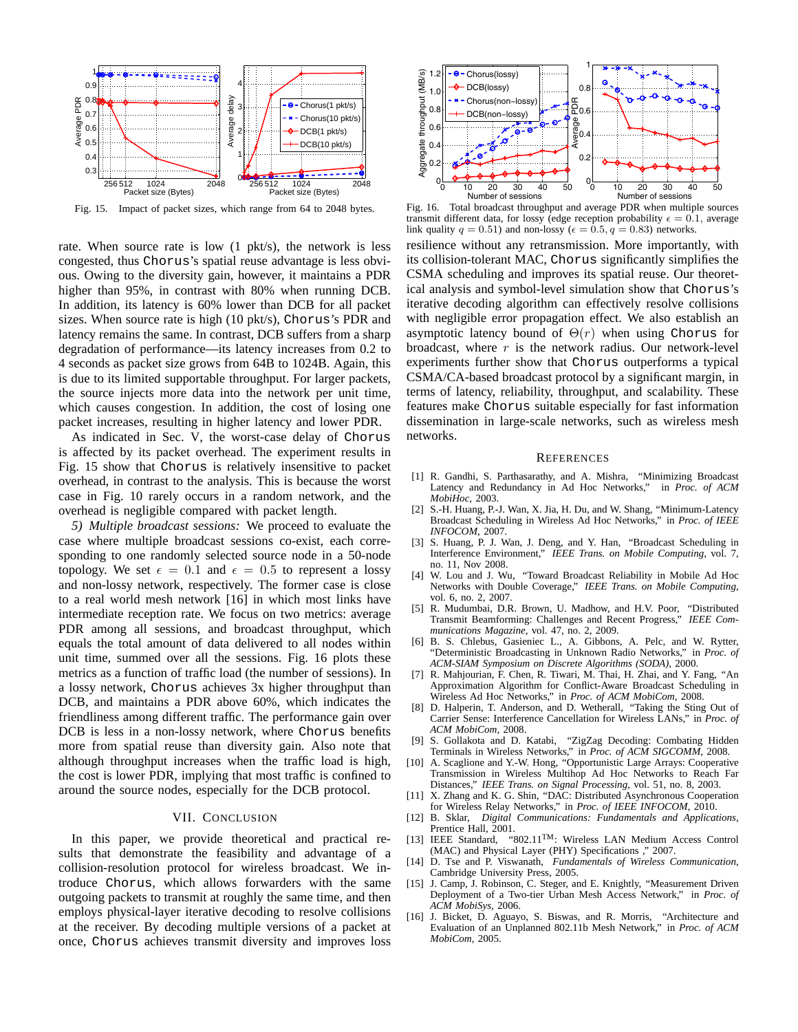Average PDR

1
0.9
0.8
0.7
0.6
0.5
0.4
0.3

256 512 1024 2048
Packet size (Bytes)

Average delay

4
3
2
1
0

256 512 1024 2048
Packet size (Bytes)

Chorus(1 pkt/s)
Chorus(10 pkt/s)
DCB(1 pkt/s)
DCB(10 pkt/s)

Fig. 15. Impact of packet sizes, which range from 64 to 2048 bytes.

Aggregate throughput (MB/s)

1.2
1.0
0.8
0.6
0.4
0.2
0

0 10 20 30 40 50
Number of sessions

Chorus(lossy)
DCB(lossy)
Chorus(non-lossy)
DCB(non-lossy)

Average PDR

1
0.8
0.6
0.4
0.2
0

0 10 20 30 40 50
Number of sessions

Fig. 16. Total broadcast throughput and average PDR when multiple sources transmit different data, for lossy (edge reception probability $\epsilon = 0.1$, average link quality $q = 0.51$) and non-lossy ($\epsilon = 0.5, q = 0.83$) networks.

rate. When source rate is low (1 pkt/s), the network is less congested, thus Chorus's spatial reuse advantage is less obvious. Owing to the diversity gain, however, it maintains a PDR higher than 95%, in contrast with 80% when running DCB. In addition, its latency is 60% lower than DCB for all packet sizes. When source rate is high (10 pkt/s), Chorus's PDR and latency remains the same. In contrast, DCB suffers from a sharp degradation of performance—its latency increases from 0.2 to 4 seconds as packet size grows from 64B to 1024B. Again, this is due to its limited supportable throughput. For larger packets, the source injects more data into the network per unit time, which causes congestion. In addition, the cost of losing one packet increases, resulting in higher latency and lower PDR.

As indicated in Sec. V, the worst-case delay of Chorus is affected by its packet overhead. The experiment results in Fig. 15 show that Chorus is relatively insensitive to packet overhead, in contrast to the analysis. This is because the worst case in Fig. 10 rarely occurs in a random network, and the overhead is negligible compared with packet length.

*5) Multiple broadcast sessions:* We proceed to evaluate the case where multiple broadcast sessions co-exist, each corresponding to one randomly selected source node in a 50-node topology. We set $\epsilon = 0.1$ and $\epsilon = 0.5$ to represent a lossy and non-lossy network, respectively. The former case is close to a real world mesh network [16] in which most links have intermediate reception rate. We focus on two metrics: average PDR among all sessions, and broadcast throughput, which equals the total amount of data delivered to all nodes within unit time, summed over all the sessions. Fig. 16 plots these metrics as a function of traffic load (the number of sessions). In a lossy network, Chorus achieves 3x higher throughput than DCB, and maintains a PDR above 60%, which indicates the friendliness among different traffic. The performance gain over DCB is less in a non-lossy network, where Chorus benefits more from spatial reuse than diversity gain. Also note that although throughput increases when the traffic load is high, the cost is lower PDR, implying that most traffic is confined to around the source nodes, especially for the DCB protocol.

## VII. Conclusion

In this paper, we provide theoretical and practical results that demonstrate the feasibility and advantage of a collision-resolution protocol for wireless broadcast. We introduce Chorus, which allows forwarders with the same outgoing packets to transmit at roughly the same time, and then employs physical-layer iterative decoding to resolve collisions at the receiver. By decoding multiple versions of a packet at once, Chorus achieves transmit diversity and improves loss resilience without any retransmission. More importantly, with its collision-tolerant MAC, Chorus significantly simplifies the CSMA scheduling and improves its spatial reuse. Our theoretical analysis and symbol-level simulation show that Chorus's iterative decoding algorithm can effectively resolve collisions with negligible error propagation effect. We also establish an asymptotic latency bound of $\Theta(r)$ when using Chorus for broadcast, where $r$ is the network radius. Our network-level experiments further show that Chorus outperforms a typical CSMA/CA-based broadcast protocol by a significant margin, in terms of latency, reliability, throughput, and scalability. These features make Chorus suitable especially for fast information dissemination in large-scale networks, such as wireless mesh networks.

## References

[1] R. Gandhi, S. Parthasarathy, and A. Mishra, "Minimizing Broadcast Latency and Redundancy in Ad Hoc Networks," in *Proc. of ACM MobiHoc*, 2003.

[2] S.-H. Huang, P.-J. Wan, X. Jia, H. Du, and W. Shang, "Minimum-Latency Broadcast Scheduling in Wireless Ad Hoc Networks," in *Proc. of IEEE INFOCOM*, 2007.

[3] S. Huang, P. J. Wan, J. Deng, and Y. Han, "Broadcast Scheduling in Interference Environment," *IEEE Trans. on Mobile Computing*, vol. 7, no. 11, Nov 2008.

[4] W. Lou and J. Wu, "Toward Broadcast Reliability in Mobile Ad Hoc Networks with Double Coverage," *IEEE Trans. on Mobile Computing*, vol. 6, no. 2, 2007.

[5] R. Mudumbai, D.R. Brown, U. Madhow, and H.V. Poor, "Distributed Transmit Beamforming: Challenges and Recent Progress," *IEEE Communications Magazine*, vol. 47, no. 2, 2009.

[6] B. S. Chlebus, Gasieniec L., A. Gibbons, A. Pelc, and W. Rytter, "Deterministic Broadcasting in Unknown Radio Networks," in *Proc. of ACM-SIAM Symposium on Discrete Algorithms (SODA)*, 2000.

[7] R. Mahjourian, F. Chen, R. Tiwari, M. Thai, H. Zhai, and Y. Fang, "An Approximation Algorithm for Conflict-Aware Broadcast Scheduling in Wireless Ad Hoc Networks," in *Proc. of ACM MobiCom*, 2008.

[8] D. Halperin, T. Anderson, and D. Wetherall, "Taking the Sting Out of Carrier Sense: Interference Cancellation for Wireless LANs," in *Proc. of ACM MobiCom*, 2008.

[9] S. Gollakota and D. Katabi, "ZigZag Decoding: Combating Hidden Terminals in Wireless Networks," in *Proc. of ACM SIGCOMM*, 2008.

[10] A. Scaglione and Y.-W. Hong, "Opportunistic Large Arrays: Cooperative Transmission in Wireless Multihop Ad Hoc Networks to Reach Far Distances," *IEEE Trans. on Signal Processing*, vol. 51, no. 8, 2003.

[11] X. Zhang and K. G. Shin, "DAC: Distributed Asynchronous Cooperation for Wireless Relay Networks," in *Proc. of IEEE INFOCOM*, 2010.

[12] B. Sklar, *Digital Communications: Fundamentals and Applications*, Prentice Hall, 2001.

[13] IEEE Standard, "802.11TM: Wireless LAN Medium Access Control (MAC) and Physical Layer (PHY) Specifications ," 2007.

[14] D. Tse and P. Viswanath, *Fundamentals of Wireless Communication*, Cambridge University Press, 2005.

[15] J. Camp, J. Robinson, C. Steger, and E. Knightly, "Measurement Driven Deployment of a Two-tier Urban Mesh Access Network," in *Proc. of ACM MobiSys*, 2006.

[16] J. Bicket, D. Aguayo, S. Biswas, and R. Morris, "Architecture and Evaluation of an Unplanned 802.11b Mesh Network," in *Proc. of ACM MobiCom*, 2005.